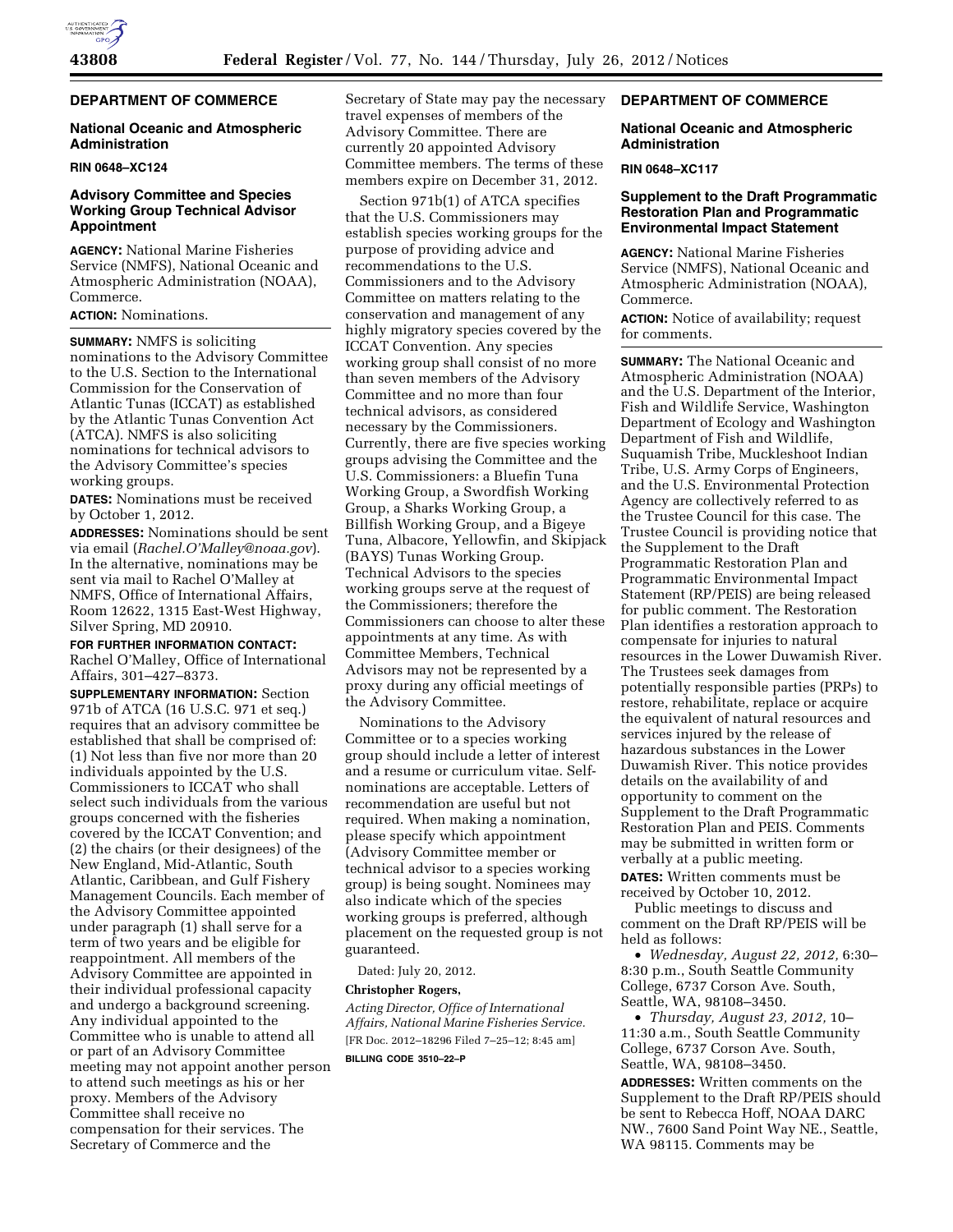## DEPARTMENT OF COMMERCE

### National Oceanic and Atmospheric Administration

**RIN 0648–XC124**

### Advisory Committee and Species Working Group Technical Advisor Appointment

**AGENCY:** National Marine Fisheries Service (NMFS), National Oceanic and Atmospheric Administration (NOAA), Commerce.

**ACTION:** Nominations.

**SUMMARY:** NMFS is soliciting nominations to the Advisory Committee to the U.S. Section to the International Commission for the Conservation of Atlantic Tunas (ICCAT) as established by the Atlantic Tunas Convention Act (ATCA). NMFS is also soliciting nominations for technical advisors to the Advisory Committee's species working groups.

**DATES:** Nominations must be received by October 1, 2012.

**ADDRESSES:** Nominations should be sent via email (*Rachel.O'Malley@noaa.gov*). In the alternative, nominations may be sent via mail to Rachel O'Malley at NMFS, Office of International Affairs, Room 12622, 1315 East-West Highway, Silver Spring, MD 20910.

**FOR FURTHER INFORMATION CONTACT:** Rachel O'Malley, Office of International Affairs, 301–427–8373.

**SUPPLEMENTARY INFORMATION:** Section 971b of ATCA (16 U.S.C. 971 et seq.) requires that an advisory committee be established that shall be comprised of: (1) Not less than five nor more than 20 individuals appointed by the U.S. Commissioners to ICCAT who shall select such individuals from the various groups concerned with the fisheries covered by the ICCAT Convention; and (2) the chairs (or their designees) of the New England, Mid-Atlantic, South Atlantic, Caribbean, and Gulf Fishery Management Councils. Each member of the Advisory Committee appointed under paragraph (1) shall serve for a term of two years and be eligible for reappointment. All members of the Advisory Committee are appointed in their individual professional capacity and undergo a background screening. Any individual appointed to the Committee who is unable to attend all or part of an Advisory Committee meeting may not appoint another person to attend such meetings as his or her proxy. Members of the Advisory Committee shall receive no compensation for their services. The Secretary of Commerce and the Secretary of State may pay the necessary travel expenses of members of the Advisory Committee. There are currently 20 appointed Advisory Committee members. The terms of these members expire on December 31, 2012.

Section 971b(1) of ATCA specifies that the U.S. Commissioners may establish species working groups for the purpose of providing advice and recommendations to the U.S. Commissioners and to the Advisory Committee on matters relating to the conservation and management of any highly migratory species covered by the ICCAT Convention. Any species working group shall consist of no more than seven members of the Advisory Committee and no more than four technical advisors, as considered necessary by the Commissioners. Currently, there are five species working groups advising the Committee and the U.S. Commissioners: a Bluefin Tuna Working Group, a Swordfish Working Group, a Sharks Working Group, a Billfish Working Group, and a Bigeye Tuna, Albacore, Yellowfin, and Skipjack (BAYS) Tunas Working Group. Technical Advisors to the species working groups serve at the request of the Commissioners; therefore the Commissioners can choose to alter these appointments at any time. As with Committee Members, Technical Advisors may not be represented by a proxy during any official meetings of the Advisory Committee.

Nominations to the Advisory Committee or to a species working group should include a letter of interest and a resume or curriculum vitae. Self-nominations are acceptable. Letters of recommendation are useful but not required. When making a nomination, please specify which appointment (Advisory Committee member or technical advisor to a species working group) is being sought. Nominees may also indicate which of the species working groups is preferred, although placement on the requested group is not guaranteed.

Dated: July 20, 2012.

**Christopher Rogers,**

*Acting Director, Office of International Affairs, National Marine Fisheries Service.*

[FR Doc. 2012–18296 Filed 7–25–12; 8:45 am]

**BILLING CODE 3510–22–P**

## DEPARTMENT OF COMMERCE

### National Oceanic and Atmospheric Administration

**RIN 0648–XC117**

### Supplement to the Draft Programmatic Restoration Plan and Programmatic Environmental Impact Statement

**AGENCY:** National Marine Fisheries Service (NMFS), National Oceanic and Atmospheric Administration (NOAA), Commerce.

**ACTION:** Notice of availability; request for comments.

**SUMMARY:** The National Oceanic and Atmospheric Administration (NOAA) and the U.S. Department of the Interior, Fish and Wildlife Service, Washington Department of Ecology and Washington Department of Fish and Wildlife, Suquamish Tribe, Muckleshoot Indian Tribe, U.S. Army Corps of Engineers, and the U.S. Environmental Protection Agency are collectively referred to as the Trustee Council for this case. The Trustee Council is providing notice that the Supplement to the Draft Programmatic Restoration Plan and Programmatic Environmental Impact Statement (RP/PEIS) are being released for public comment. The Restoration Plan identifies a restoration approach to compensate for injuries to natural resources in the Lower Duwamish River. The Trustees seek damages from potentially responsible parties (PRPs) to restore, rehabilitate, replace or acquire the equivalent of natural resources and services injured by the release of hazardous substances in the Lower Duwamish River. This notice provides details on the availability of and opportunity to comment on the Supplement to the Draft Programmatic Restoration Plan and PEIS. Comments may be submitted in written form or verbally at a public meeting.

**DATES:** Written comments must be received by October 10, 2012.

Public meetings to discuss and comment on the Draft RP/PEIS will be held as follows:

- *Wednesday, August 22, 2012,* 6:30–8:30 p.m., South Seattle Community College, 6737 Corson Ave. South, Seattle, WA, 98108–3450.
- *Thursday, August 23, 2012,* 10–11:30 a.m., South Seattle Community College, 6737 Corson Ave. South, Seattle, WA, 98108–3450.

**ADDRESSES:** Written comments on the Supplement to the Draft RP/PEIS should be sent to Rebecca Hoff, NOAA DARC NW., 7600 Sand Point Way NE., Seattle, WA 98115. Comments may be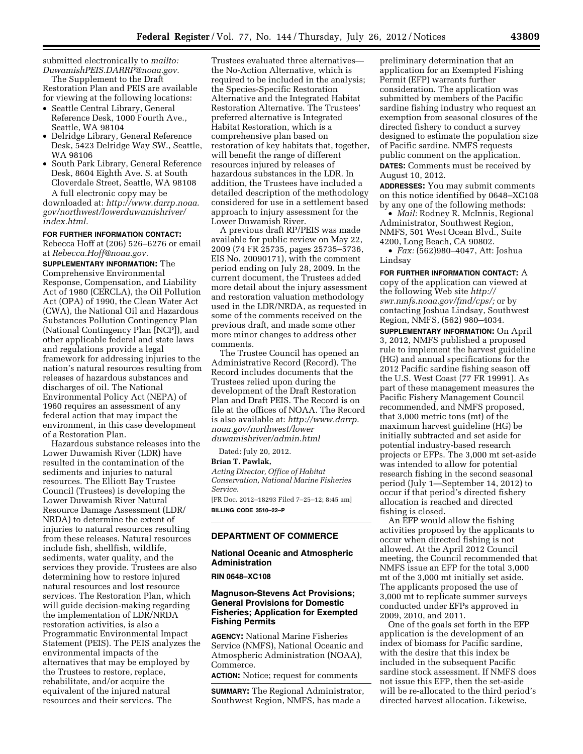submitted electronically to *mailto: DuwamishPEIS.DARRP@noaa.gov.*

The Supplement to the Draft Restoration Plan and PEIS are available for viewing at the following locations:

- Seattle Central Library, General Reference Desk, 1000 Fourth Ave., Seattle, WA 98104
- Delridge Library, General Reference Desk, 5423 Delridge Way SW., Seattle, WA 98106
- South Park Library, General Reference Desk, 8604 Eighth Ave. S. at South Cloverdale Street, Seattle, WA 98108

A full electronic copy may be downloaded at: *http://www.darrp.noaa.gov/northwest/lowerduwamishriver/index.html.*

**FOR FURTHER INFORMATION CONTACT:** Rebecca Hoff at (206) 526–6276 or email at *Rebecca.Hoff@noaa.gov.*

**SUPPLEMENTARY INFORMATION:** The Comprehensive Environmental Response, Compensation, and Liability Act of 1980 (CERCLA), the Oil Pollution Act (OPA) of 1990, the Clean Water Act (CWA), the National Oil and Hazardous Substances Pollution Contingency Plan (National Contingency Plan [NCP]), and other applicable federal and state laws and regulations provide a legal framework for addressing injuries to the nation's natural resources resulting from releases of hazardous substances and discharges of oil. The National Environmental Policy Act (NEPA) of 1960 requires an assessment of any federal action that may impact the environment, in this case development of a Restoration Plan.

Hazardous substance releases into the Lower Duwamish River (LDR) have resulted in the contamination of the sediments and injuries to natural resources. The Elliott Bay Trustee Council (Trustees) is developing the Lower Duwamish River Natural Resource Damage Assessment (LDR/NRDA) to determine the extent of injuries to natural resources resulting from these releases. Natural resources include fish, shellfish, wildlife, sediments, water quality, and the services they provide. Trustees are also determining how to restore injured natural resources and lost resource services. The Restoration Plan, which will guide decision-making regarding the implementation of LDR/NRDA restoration activities, is also a Programmatic Environmental Impact Statement (PEIS). The PEIS analyzes the environmental impacts of the alternatives that may be employed by the Trustees to restore, replace, rehabilitate, and/or acquire the equivalent of the injured natural resources and their services. The Trustees evaluated three alternatives—the No-Action Alternative, which is required to be included in the analysis; the Species-Specific Restoration Alternative and the Integrated Habitat Restoration Alternative. The Trustees' preferred alternative is Integrated Habitat Restoration, which is a comprehensive plan based on restoration of key habitats that, together, will benefit the range of different resources injured by releases of hazardous substances in the LDR. In addition, the Trustees have included a detailed description of the methodology considered for use in a settlement based approach to injury assessment for the Lower Duwamish River.

A previous draft RP/PEIS was made available for public review on May 22, 2009 (74 FR 25735, pages 25735–5736, EIS No. 20090171), with the comment period ending on July 28, 2009. In the current document, the Trustees added more detail about the injury assessment and restoration valuation methodology used in the LDR/NRDA, as requested in some of the comments received on the previous draft, and made some other more minor changes to address other comments.

The Trustee Council has opened an Administrative Record (Record). The Record includes documents that the Trustees relied upon during the development of the Draft Restoration Plan and Draft PEIS. The Record is on file at the offices of NOAA. The Record is also available at: *http://www.darrp.noaa.gov/northwest/lower duwamishriver/admin.html*

Dated: July 20, 2012.

**Brian T. Pawlak,**

*Acting Director, Office of Habitat Conservation, National Marine Fisheries Service.*

[FR Doc. 2012–18293 Filed 7–25–12; 8:45 am]

**BILLING CODE 3510–22–P**

## DEPARTMENT OF COMMERCE

### National Oceanic and Atmospheric Administration

**RIN 0648–XC108**

### Magnuson-Stevens Act Provisions; General Provisions for Domestic Fisheries; Application for Exempted Fishing Permits

**AGENCY:** National Marine Fisheries Service (NMFS), National Oceanic and Atmospheric Administration (NOAA), Commerce.

**ACTION:** Notice; request for comments

**SUMMARY:** The Regional Administrator, Southwest Region, NMFS, has made a preliminary determination that an application for an Exempted Fishing Permit (EFP) warrants further consideration. The application was submitted by members of the Pacific sardine fishing industry who request an exemption from seasonal closures of the directed fishery to conduct a survey designed to estimate the population size of Pacific sardine. NMFS requests public comment on the application.

**DATES:** Comments must be received by August 10, 2012.

**ADDRESSES:** You may submit comments on this notice identified by 0648–XC108 by any one of the following methods:

- *Mail:* Rodney R. McInnis, Regional Administrator, Southwest Region, NMFS, 501 West Ocean Blvd., Suite 4200, Long Beach, CA 90802.
- *Fax:* (562)980–4047, Att: Joshua Lindsay

**FOR FURTHER INFORMATION CONTACT:** A copy of the application can viewed at the following Web site *http://swr.nmfs.noaa.gov/fmd/cps/;* or by contacting Joshua Lindsay, Southwest Region, NMFS, (562) 980–4034.

**SUPPLEMENTARY INFORMATION:** On April 3, 2012, NMFS published a proposed rule to implement the harvest guideline (HG) and annual specifications for the 2012 Pacific sardine fishing season off the U.S. West Coast (77 FR 19991). As part of these management measures the Pacific Fishery Management Council recommended, and NMFS proposed, that 3,000 metric tons (mt) of the maximum harvest guideline (HG) be initially subtracted and set aside for potential industry-based research projects or EFPs. The 3,000 mt set-aside was intended to allow for potential research fishing in the second seasonal period (July 1—September 14, 2012) to occur if that period's directed fishery allocation is reached and directed fishing is closed.

An EFP would allow the fishing activities proposed by the applicants to occur when directed fishing is not allowed. At the April 2012 Council meeting, the Council recommended that NMFS issue an EFP for the total 3,000 mt of the 3,000 mt initially set aside. The applicants proposed the use of 3,000 mt to replicate summer surveys conducted under EFPs approved in 2009, 2010, and 2011.

One of the goals set forth in the EFP application is the development of an index of biomass for Pacific sardine, with the desire that this index be included in the subsequent Pacific sardine stock assessment. If NMFS does not issue this EFP, then the set-aside will be re-allocated to the third period's directed harvest allocation. Likewise,